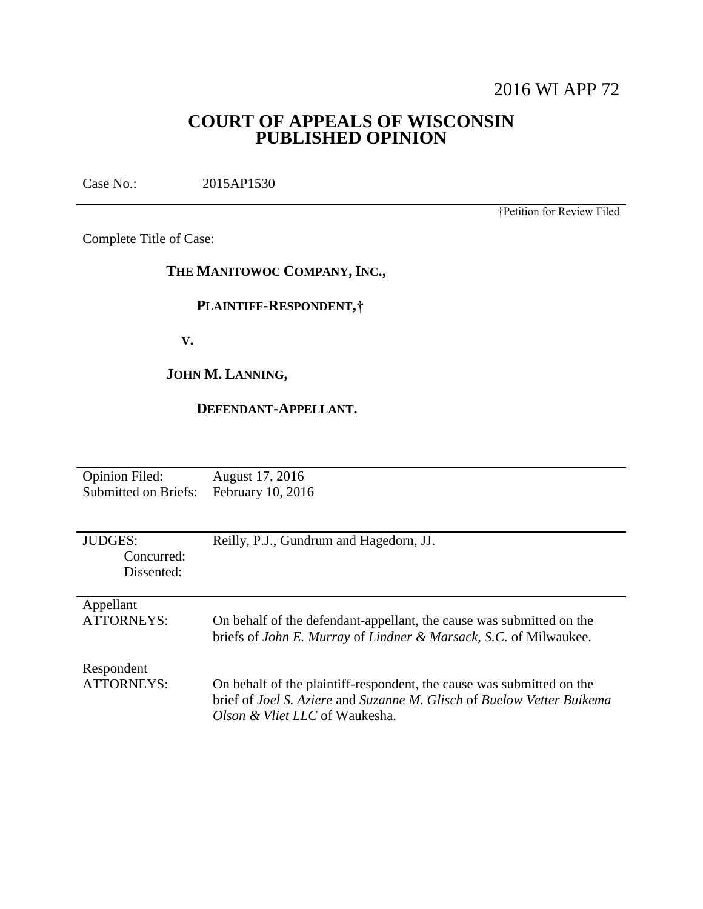2016 WI APP 72

# COURT OF APPEALS OF WISCONSIN
# PUBLISHED OPINION

Case No.: 2015AP1530

†Petition for Review Filed

Complete Title of Case:

**THE MANITOWOC COMPANY, INC.,**

**PLAINTIFF-RESPONDENT,†**

**V.**

**JOHN M. LANNING,**

**DEFENDANT-APPELLANT.**

| | |
|---|---|
| Opinion Filed: | August 17, 2016 |
| Submitted on Briefs: | February 10, 2016 |

| | |
|---|---|
| JUDGES: | Reilly, P.J., Gundrum and Hagedorn, JJ. |
| Concurred: | |
| Dissented: | |

| | |
|---|---|
| Appellant ATTORNEYS: | On behalf of the defendant-appellant, the cause was submitted on the briefs of *John E. Murray* of *Lindner & Marsack, S.C.* of Milwaukee. |
| Respondent ATTORNEYS: | On behalf of the plaintiff-respondent, the cause was submitted on the brief of *Joel S. Aziere* and *Suzanne M. Glisch* of *Buelow Vetter Buikema Olson & Vliet LLC* of Waukesha. |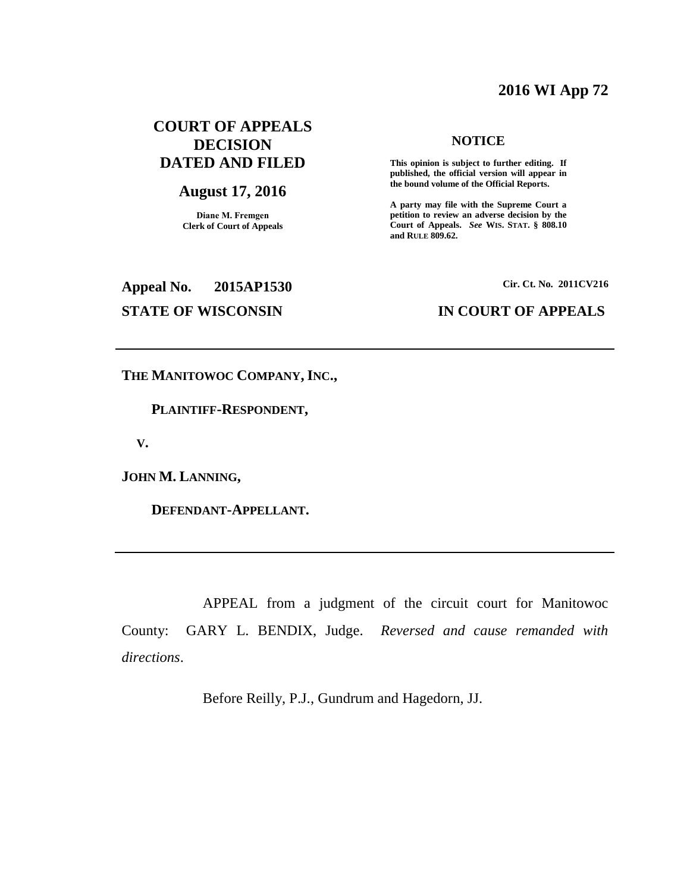**2016 WI App 72**

**COURT OF APPEALS DECISION DATED AND FILED**

**August 17, 2016**

**Diane M. Fremgen**
**Clerk of Court of Appeals**

**NOTICE**

**This opinion is subject to further editing. If published, the official version will appear in the bound volume of the Official Reports.**

**A party may file with the Supreme Court a petition to review an adverse decision by the Court of Appeals.** ***See*** **WIS. STAT. § 808.10 and RULE 809.62.**

**Appeal No. 2015AP1530**

**Cir. Ct. No. 2011CV216**

**STATE OF WISCONSIN**

**IN COURT OF APPEALS**

---

**THE MANITOWOC COMPANY, INC.,**

**PLAINTIFF-RESPONDENT,**

**V.**

**JOHN M. LANNING,**

**DEFENDANT-APPELLANT.**

---

APPEAL from a judgment of the circuit court for Manitowoc County: GARY L. BENDIX, Judge. *Reversed and cause remanded with directions*.

Before Reilly, P.J., Gundrum and Hagedorn, JJ.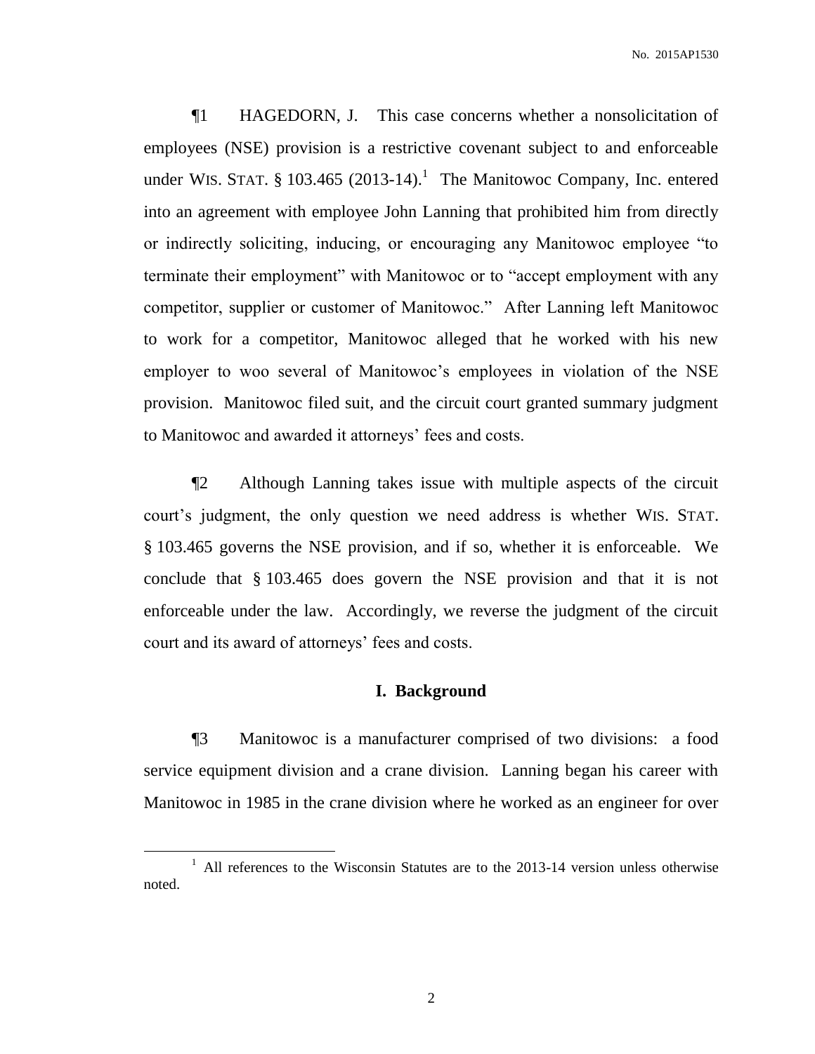¶1 HAGEDORN, J. This case concerns whether a nonsolicitation of employees (NSE) provision is a restrictive covenant subject to and enforceable under WIS. STAT. § 103.465 (2013-14).[1] The Manitowoc Company, Inc. entered into an agreement with employee John Lanning that prohibited him from directly or indirectly soliciting, inducing, or encouraging any Manitowoc employee "to terminate their employment" with Manitowoc or to "accept employment with any competitor, supplier or customer of Manitowoc." After Lanning left Manitowoc to work for a competitor, Manitowoc alleged that he worked with his new employer to woo several of Manitowoc's employees in violation of the NSE provision. Manitowoc filed suit, and the circuit court granted summary judgment to Manitowoc and awarded it attorneys' fees and costs.

¶2 Although Lanning takes issue with multiple aspects of the circuit court's judgment, the only question we need address is whether WIS. STAT. § 103.465 governs the NSE provision, and if so, whether it is enforceable. We conclude that § 103.465 does govern the NSE provision and that it is not enforceable under the law. Accordingly, we reverse the judgment of the circuit court and its award of attorneys' fees and costs.

## I. Background

¶3 Manitowoc is a manufacturer comprised of two divisions: a food service equipment division and a crane division. Lanning began his career with Manitowoc in 1985 in the crane division where he worked as an engineer for over

---

[1] All references to the Wisconsin Statutes are to the 2013-14 version unless otherwise noted.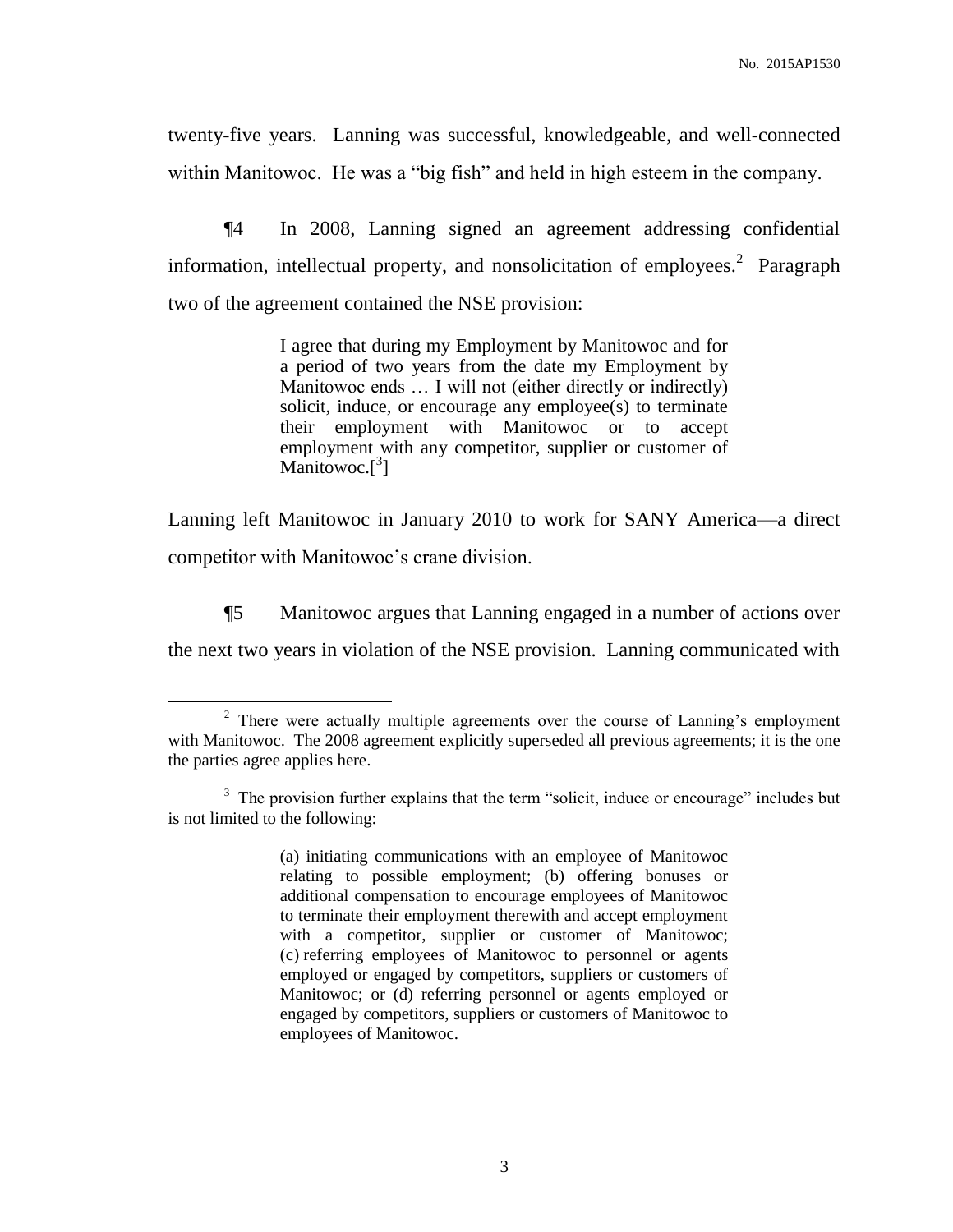twenty-five years. Lanning was successful, knowledgeable, and well-connected within Manitowoc. He was a "big fish" and held in high esteem in the company.

¶4 In 2008, Lanning signed an agreement addressing confidential information, intellectual property, and nonsolicitation of employees.[2] Paragraph two of the agreement contained the NSE provision:

> I agree that during my Employment by Manitowoc and for a period of two years from the date my Employment by Manitowoc ends … I will not (either directly or indirectly) solicit, induce, or encourage any employee(s) to terminate their employment with Manitowoc or to accept employment with any competitor, supplier or customer of Manitowoc.[3]

Lanning left Manitowoc in January 2010 to work for SANY America—a direct competitor with Manitowoc's crane division.

¶5 Manitowoc argues that Lanning engaged in a number of actions over the next two years in violation of the NSE provision. Lanning communicated with

---

[2] There were actually multiple agreements over the course of Lanning's employment with Manitowoc. The 2008 agreement explicitly superseded all previous agreements; it is the one the parties agree applies here.

[3] The provision further explains that the term "solicit, induce or encourage" includes but is not limited to the following:

> (a) initiating communications with an employee of Manitowoc relating to possible employment; (b) offering bonuses or additional compensation to encourage employees of Manitowoc to terminate their employment therewith and accept employment with a competitor, supplier or customer of Manitowoc; (c) referring employees of Manitowoc to personnel or agents employed or engaged by competitors, suppliers or customers of Manitowoc; or (d) referring personnel or agents employed or engaged by competitors, suppliers or customers of Manitowoc to employees of Manitowoc.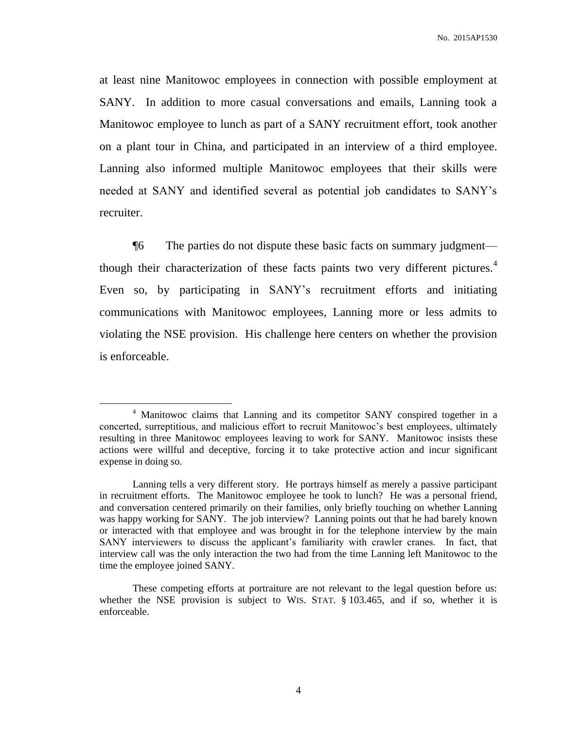at least nine Manitowoc employees in connection with possible employment at SANY. In addition to more casual conversations and emails, Lanning took a Manitowoc employee to lunch as part of a SANY recruitment effort, took another on a plant tour in China, and participated in an interview of a third employee. Lanning also informed multiple Manitowoc employees that their skills were needed at SANY and identified several as potential job candidates to SANY's recruiter.

¶6 The parties do not dispute these basic facts on summary judgment—though their characterization of these facts paints two very different pictures.[4] Even so, by participating in SANY's recruitment efforts and initiating communications with Manitowoc employees, Lanning more or less admits to violating the NSE provision. His challenge here centers on whether the provision is enforceable.

---

[4] Manitowoc claims that Lanning and its competitor SANY conspired together in a concerted, surreptitious, and malicious effort to recruit Manitowoc's best employees, ultimately resulting in three Manitowoc employees leaving to work for SANY. Manitowoc insists these actions were willful and deceptive, forcing it to take protective action and incur significant expense in doing so.

Lanning tells a very different story. He portrays himself as merely a passive participant in recruitment efforts. The Manitowoc employee he took to lunch? He was a personal friend, and conversation centered primarily on their families, only briefly touching on whether Lanning was happy working for SANY. The job interview? Lanning points out that he had barely known or interacted with that employee and was brought in for the telephone interview by the main SANY interviewers to discuss the applicant's familiarity with crawler cranes. In fact, that interview call was the only interaction the two had from the time Lanning left Manitowoc to the time the employee joined SANY.

These competing efforts at portraiture are not relevant to the legal question before us: whether the NSE provision is subject to WIS. STAT. § 103.465, and if so, whether it is enforceable.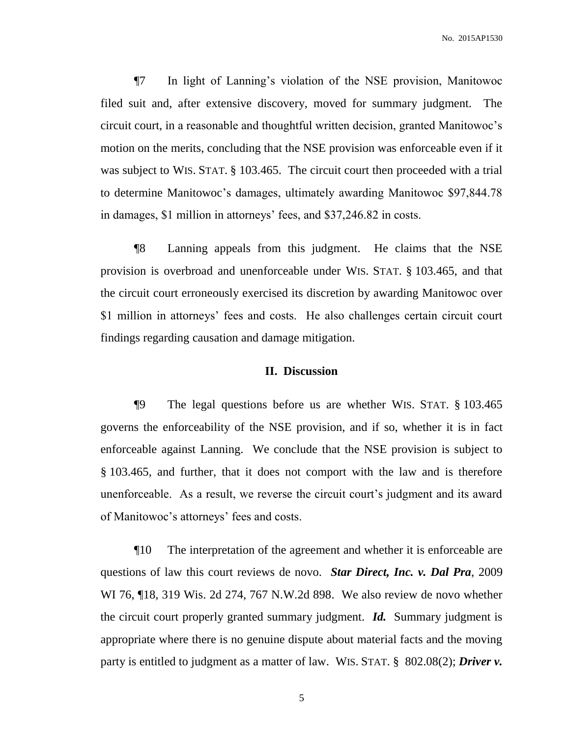¶7 In light of Lanning's violation of the NSE provision, Manitowoc filed suit and, after extensive discovery, moved for summary judgment. The circuit court, in a reasonable and thoughtful written decision, granted Manitowoc's motion on the merits, concluding that the NSE provision was enforceable even if it was subject to WIS. STAT. § 103.465. The circuit court then proceeded with a trial to determine Manitowoc's damages, ultimately awarding Manitowoc $97,844.78 in damages, $1 million in attorneys' fees, and $37,246.82 in costs.

¶8 Lanning appeals from this judgment. He claims that the NSE provision is overbroad and unenforceable under WIS. STAT. § 103.465, and that the circuit court erroneously exercised its discretion by awarding Manitowoc over $1 million in attorneys' fees and costs. He also challenges certain circuit court findings regarding causation and damage mitigation.

## II. Discussion

¶9 The legal questions before us are whether WIS. STAT. § 103.465 governs the enforceability of the NSE provision, and if so, whether it is in fact enforceable against Lanning. We conclude that the NSE provision is subject to § 103.465, and further, that it does not comport with the law and is therefore unenforceable. As a result, we reverse the circuit court's judgment and its award of Manitowoc's attorneys' fees and costs.

¶10 The interpretation of the agreement and whether it is enforceable are questions of law this court reviews de novo. ***Star Direct, Inc. v. Dal Pra***, 2009 WI 76, ¶18, 319 Wis. 2d 274, 767 N.W.2d 898. We also review de novo whether the circuit court properly granted summary judgment. ***Id.*** Summary judgment is appropriate where there is no genuine dispute about material facts and the moving party is entitled to judgment as a matter of law. WIS. STAT. § 802.08(2); ***Driver v.***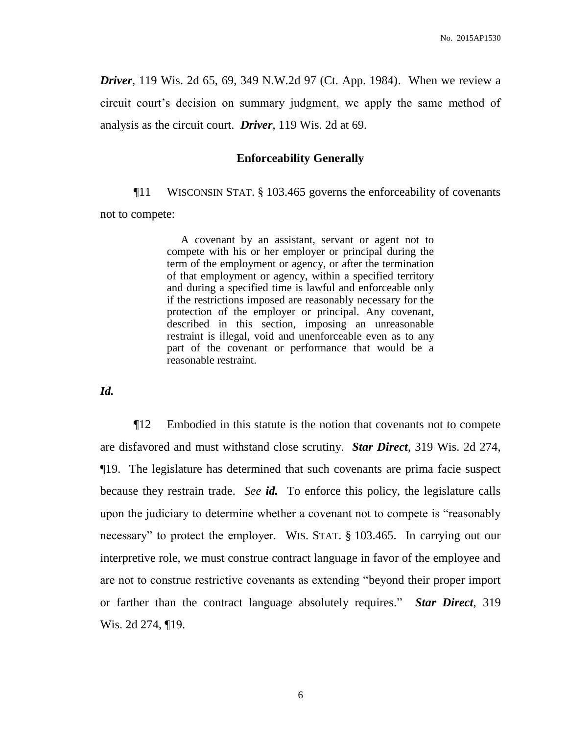***Driver***, 119 Wis. 2d 65, 69, 349 N.W.2d 97 (Ct. App. 1984). When we review a circuit court's decision on summary judgment, we apply the same method of analysis as the circuit court. ***Driver***, 119 Wis. 2d at 69.

### Enforceability Generally

¶11 WISCONSIN STAT. § 103.465 governs the enforceability of covenants not to compete:

> A covenant by an assistant, servant or agent not to compete with his or her employer or principal during the term of the employment or agency, or after the termination of that employment or agency, within a specified territory and during a specified time is lawful and enforceable only if the restrictions imposed are reasonably necessary for the protection of the employer or principal. Any covenant, described in this section, imposing an unreasonable restraint is illegal, void and unenforceable even as to any part of the covenant or performance that would be a reasonable restraint.

***Id.***

¶12 Embodied in this statute is the notion that covenants not to compete are disfavored and must withstand close scrutiny. ***Star Direct***, 319 Wis. 2d 274, ¶19. The legislature has determined that such covenants are prima facie suspect because they restrain trade. *See* ***id.*** To enforce this policy, the legislature calls upon the judiciary to determine whether a covenant not to compete is "reasonably necessary" to protect the employer. WIS. STAT. § 103.465. In carrying out our interpretive role, we must construe contract language in favor of the employee and are not to construe restrictive covenants as extending "beyond their proper import or farther than the contract language absolutely requires." ***Star Direct***, 319 Wis. 2d 274, ¶19.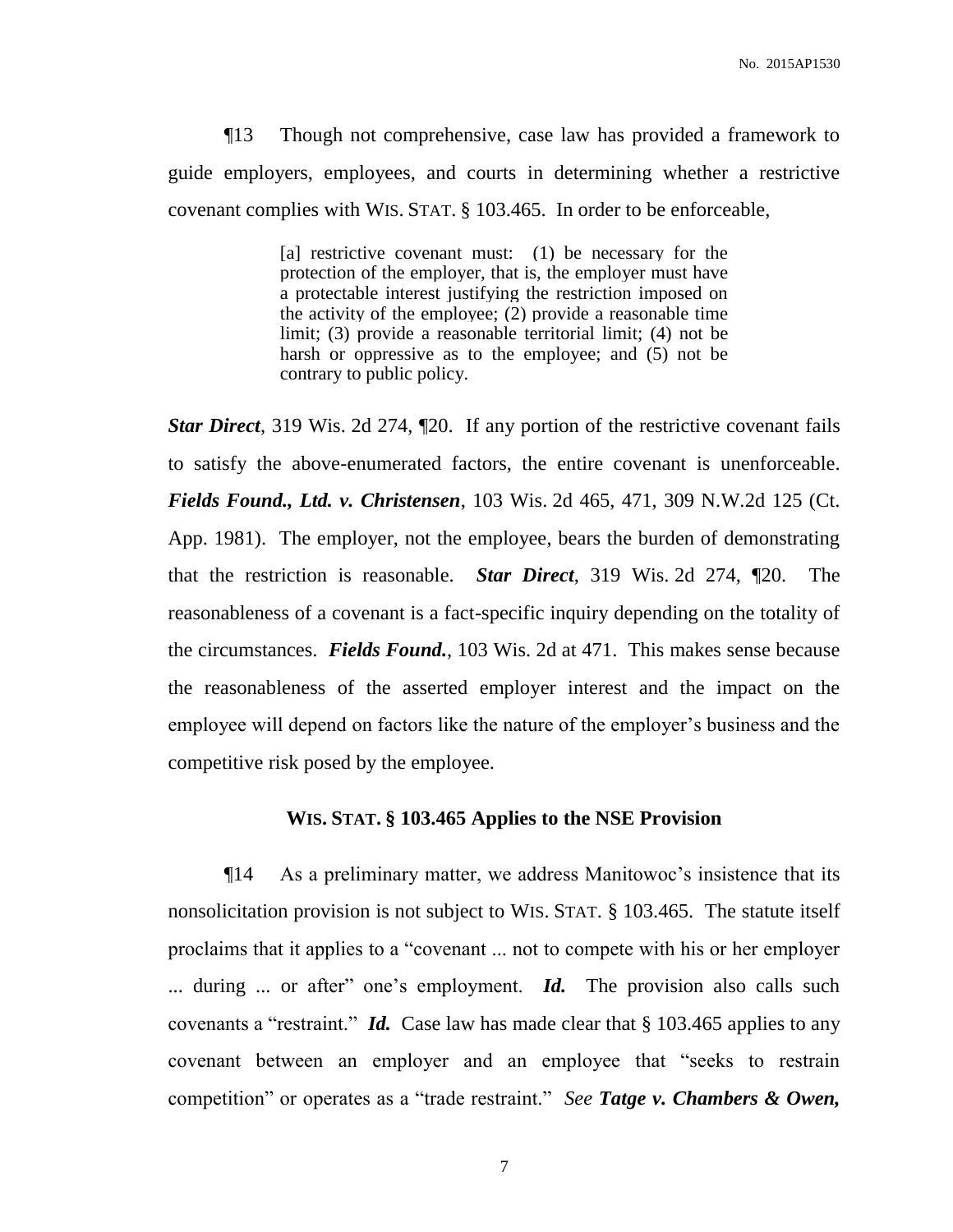¶13 Though not comprehensive, case law has provided a framework to guide employers, employees, and courts in determining whether a restrictive covenant complies with WIS. STAT. § 103.465. In order to be enforceable,

> [a] restrictive covenant must: (1) be necessary for the protection of the employer, that is, the employer must have a protectable interest justifying the restriction imposed on the activity of the employee; (2) provide a reasonable time limit; (3) provide a reasonable territorial limit; (4) not be harsh or oppressive as to the employee; and (5) not be contrary to public policy.

***Star Direct***, 319 Wis. 2d 274, ¶20. If any portion of the restrictive covenant fails to satisfy the above-enumerated factors, the entire covenant is unenforceable. ***Fields Found., Ltd. v. Christensen***, 103 Wis. 2d 465, 471, 309 N.W.2d 125 (Ct. App. 1981). The employer, not the employee, bears the burden of demonstrating that the restriction is reasonable. ***Star Direct***, 319 Wis. 2d 274, ¶20. The reasonableness of a covenant is a fact-specific inquiry depending on the totality of the circumstances. ***Fields Found.***, 103 Wis. 2d at 471. This makes sense because the reasonableness of the asserted employer interest and the impact on the employee will depend on factors like the nature of the employer's business and the competitive risk posed by the employee.

### WIS. STAT. § 103.465 Applies to the NSE Provision

¶14 As a preliminary matter, we address Manitowoc's insistence that its nonsolicitation provision is not subject to WIS. STAT. § 103.465. The statute itself proclaims that it applies to a "covenant ... not to compete with his or her employer ... during ... or after" one's employment. ***Id.*** The provision also calls such covenants a "restraint." ***Id.*** Case law has made clear that § 103.465 applies to any covenant between an employer and an employee that "seeks to restrain competition" or operates as a "trade restraint." *See* ***Tatge v. Chambers & Owen,***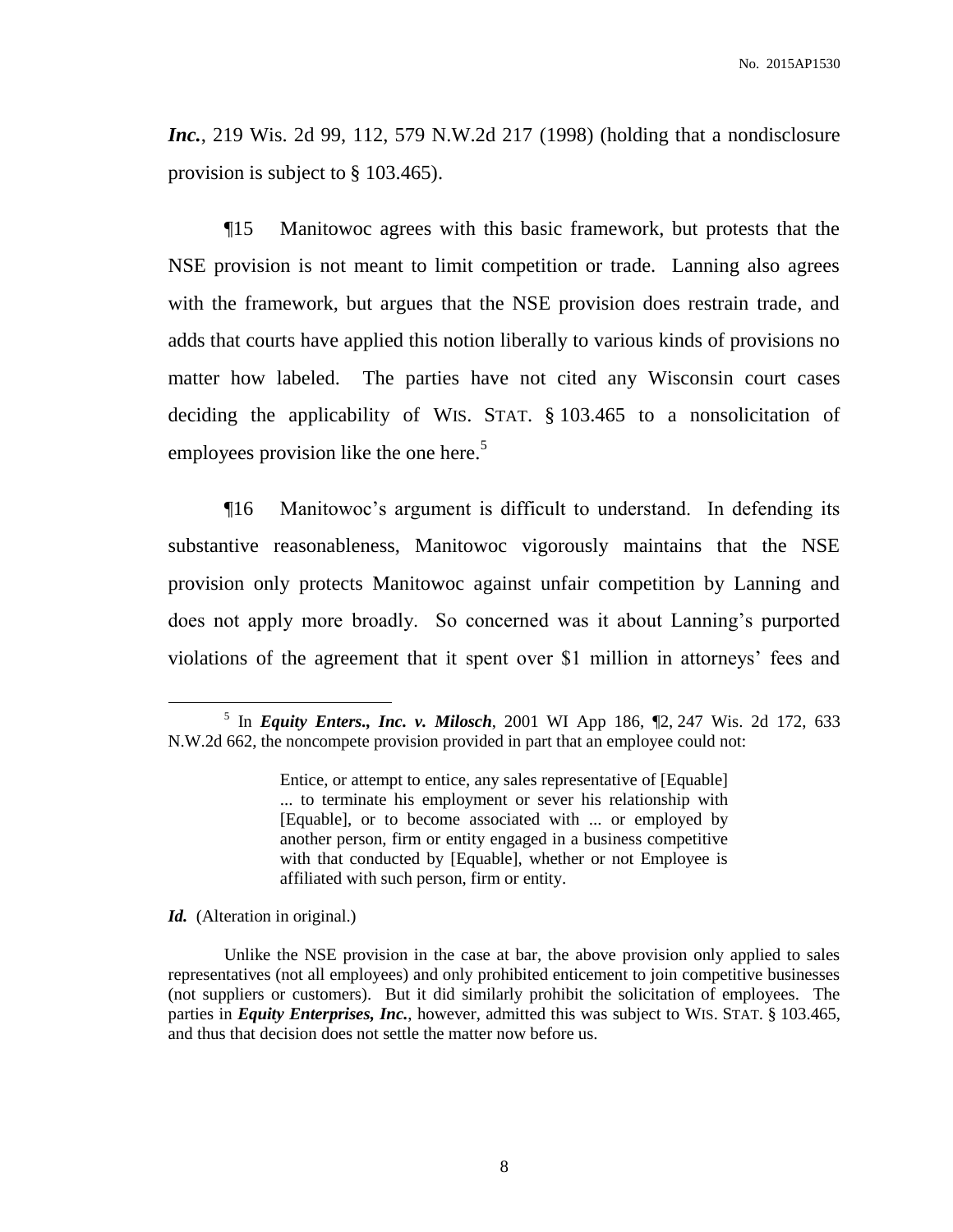*Inc.*, 219 Wis. 2d 99, 112, 579 N.W.2d 217 (1998) (holding that a nondisclosure provision is subject to § 103.465).

¶15 Manitowoc agrees with this basic framework, but protests that the NSE provision is not meant to limit competition or trade. Lanning also agrees with the framework, but argues that the NSE provision does restrain trade, and adds that courts have applied this notion liberally to various kinds of provisions no matter how labeled. The parties have not cited any Wisconsin court cases deciding the applicability of WIS. STAT. § 103.465 to a nonsolicitation of employees provision like the one here.[5]

¶16 Manitowoc's argument is difficult to understand. In defending its substantive reasonableness, Manitowoc vigorously maintains that the NSE provision only protects Manitowoc against unfair competition by Lanning and does not apply more broadly. So concerned was it about Lanning's purported violations of the agreement that it spent over $1 million in attorneys' fees and

---

[5] In ***Equity Enters., Inc. v. Milosch***, 2001 WI App 186, ¶2, 247 Wis. 2d 172, 633 N.W.2d 662, the noncompete provision provided in part that an employee could not:

> Entice, or attempt to entice, any sales representative of [Equable] ... to terminate his employment or sever his relationship with [Equable], or to become associated with ... or employed by another person, firm or entity engaged in a business competitive with that conducted by [Equable], whether or not Employee is affiliated with such person, firm or entity.

***Id.*** (Alteration in original.)

Unlike the NSE provision in the case at bar, the above provision only applied to sales representatives (not all employees) and only prohibited enticement to join competitive businesses (not suppliers or customers). But it did similarly prohibit the solicitation of employees. The parties in ***Equity Enterprises, Inc.***, however, admitted this was subject to WIS. STAT. § 103.465, and thus that decision does not settle the matter now before us.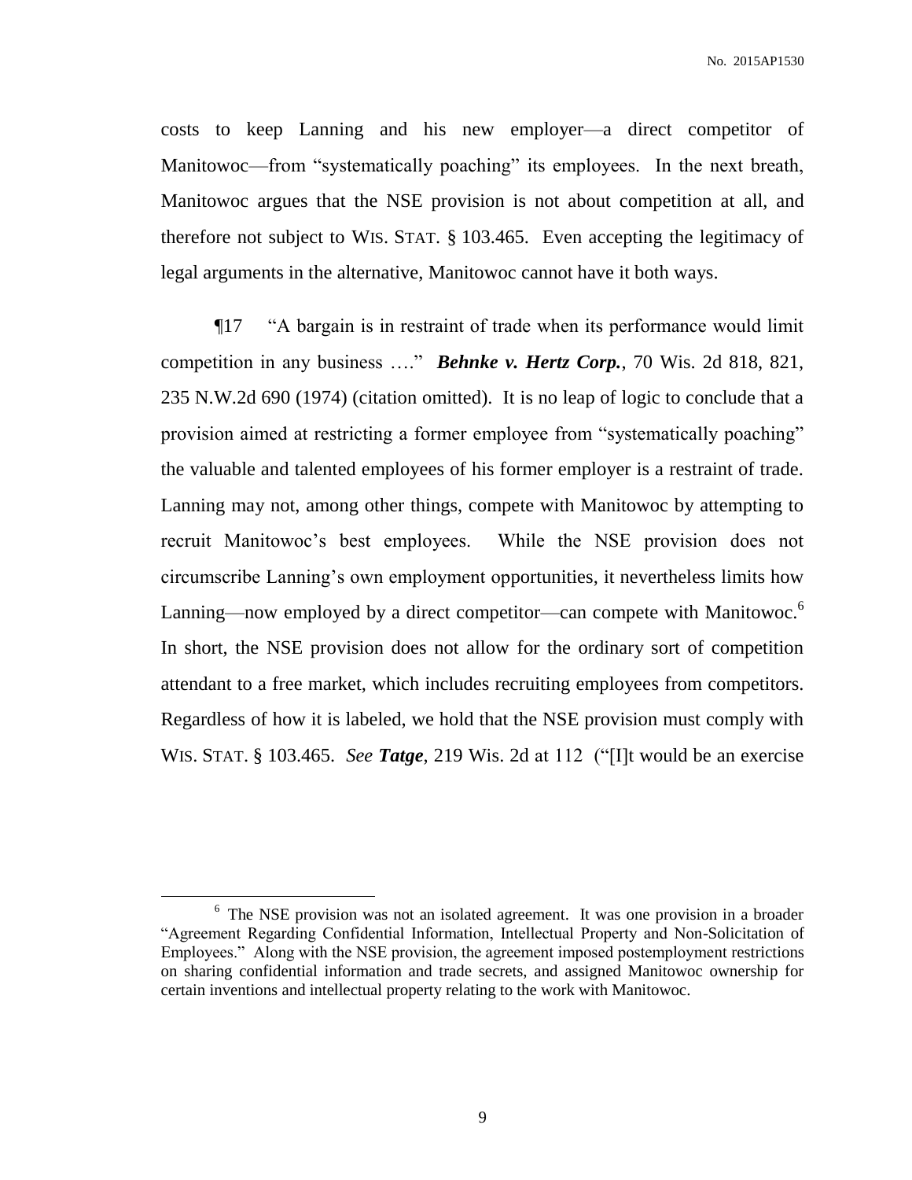costs to keep Lanning and his new employer—a direct competitor of Manitowoc—from "systematically poaching" its employees. In the next breath, Manitowoc argues that the NSE provision is not about competition at all, and therefore not subject to WIS. STAT. § 103.465. Even accepting the legitimacy of legal arguments in the alternative, Manitowoc cannot have it both ways.

¶17 "A bargain is in restraint of trade when its performance would limit competition in any business …." ***Behnke v. Hertz Corp.***, 70 Wis. 2d 818, 821, 235 N.W.2d 690 (1974) (citation omitted). It is no leap of logic to conclude that a provision aimed at restricting a former employee from "systematically poaching" the valuable and talented employees of his former employer is a restraint of trade. Lanning may not, among other things, compete with Manitowoc by attempting to recruit Manitowoc's best employees. While the NSE provision does not circumscribe Lanning's own employment opportunities, it nevertheless limits how Lanning—now employed by a direct competitor—can compete with Manitowoc.[6] In short, the NSE provision does not allow for the ordinary sort of competition attendant to a free market, which includes recruiting employees from competitors. Regardless of how it is labeled, we hold that the NSE provision must comply with WIS. STAT. § 103.465. *See* ***Tatge***, 219 Wis. 2d at 112 ("[I]t would be an exercise

[6] The NSE provision was not an isolated agreement. It was one provision in a broader "Agreement Regarding Confidential Information, Intellectual Property and Non-Solicitation of Employees." Along with the NSE provision, the agreement imposed postemployment restrictions on sharing confidential information and trade secrets, and assigned Manitowoc ownership for certain inventions and intellectual property relating to the work with Manitowoc.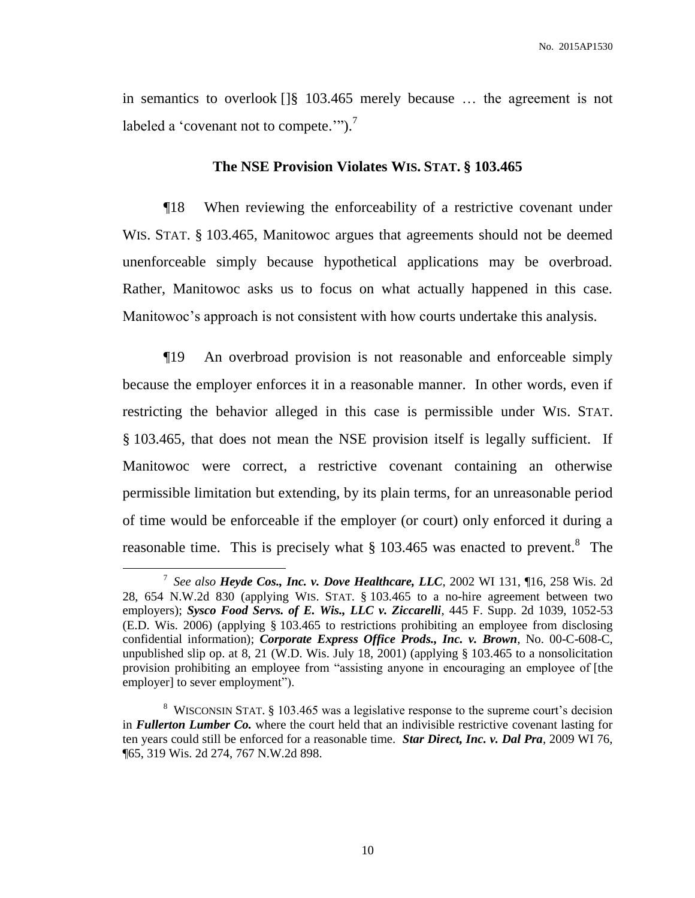in semantics to overlook []§ 103.465 merely because … the agreement is not labeled a 'covenant not to compete.'").[7]

## The NSE Provision Violates WIS. STAT. § 103.465

¶18 When reviewing the enforceability of a restrictive covenant under WIS. STAT. § 103.465, Manitowoc argues that agreements should not be deemed unenforceable simply because hypothetical applications may be overbroad. Rather, Manitowoc asks us to focus on what actually happened in this case. Manitowoc's approach is not consistent with how courts undertake this analysis.

¶19 An overbroad provision is not reasonable and enforceable simply because the employer enforces it in a reasonable manner. In other words, even if restricting the behavior alleged in this case is permissible under WIS. STAT. § 103.465, that does not mean the NSE provision itself is legally sufficient. If Manitowoc were correct, a restrictive covenant containing an otherwise permissible limitation but extending, by its plain terms, for an unreasonable period of time would be enforceable if the employer (or court) only enforced it during a reasonable time. This is precisely what § 103.465 was enacted to prevent.[8] The

---

[7] *See also* ***Heyde Cos., Inc. v. Dove Healthcare, LLC***, 2002 WI 131, ¶16, 258 Wis. 2d 28, 654 N.W.2d 830 (applying WIS. STAT. § 103.465 to a no-hire agreement between two employers); ***Sysco Food Servs. of E. Wis., LLC v. Ziccarelli***, 445 F. Supp. 2d 1039, 1052-53 (E.D. Wis. 2006) (applying § 103.465 to restrictions prohibiting an employee from disclosing confidential information); ***Corporate Express Office Prods., Inc. v. Brown***, No. 00-C-608-C, unpublished slip op. at 8, 21 (W.D. Wis. July 18, 2001) (applying § 103.465 to a nonsolicitation provision prohibiting an employee from "assisting anyone in encouraging an employee of [the employer] to sever employment").

[8] WISCONSIN STAT. § 103.465 was a legislative response to the supreme court's decision in ***Fullerton Lumber Co.*** where the court held that an indivisible restrictive covenant lasting for ten years could still be enforced for a reasonable time. ***Star Direct, Inc. v. Dal Pra***, 2009 WI 76, ¶65, 319 Wis. 2d 274, 767 N.W.2d 898.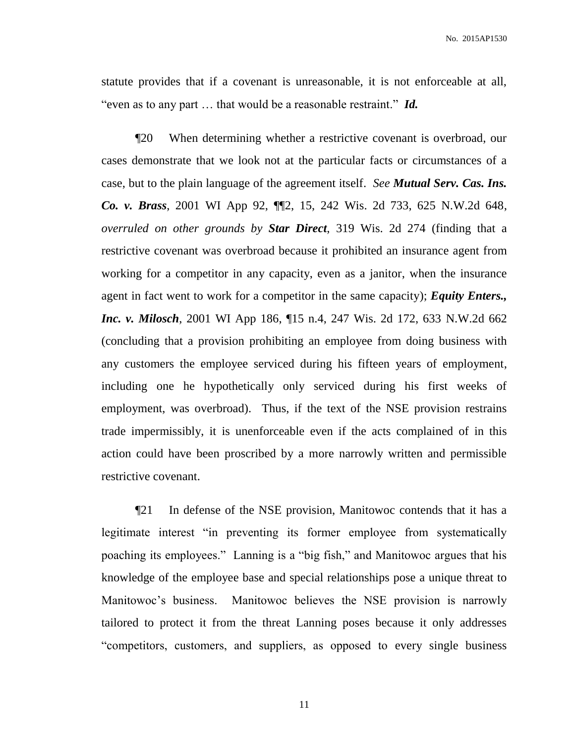statute provides that if a covenant is unreasonable, it is not enforceable at all, "even as to any part … that would be a reasonable restraint." ***Id.***

¶20 When determining whether a restrictive covenant is overbroad, our cases demonstrate that we look not at the particular facts or circumstances of a case, but to the plain language of the agreement itself. *See* ***Mutual Serv. Cas. Ins. Co. v. Brass***, 2001 WI App 92, ¶¶2, 15, 242 Wis. 2d 733, 625 N.W.2d 648, *overruled on other grounds by* ***Star Direct***, 319 Wis. 2d 274 (finding that a restrictive covenant was overbroad because it prohibited an insurance agent from working for a competitor in any capacity, even as a janitor, when the insurance agent in fact went to work for a competitor in the same capacity); ***Equity Enters., Inc. v. Milosch***, 2001 WI App 186, ¶15 n.4, 247 Wis. 2d 172, 633 N.W.2d 662 (concluding that a provision prohibiting an employee from doing business with any customers the employee serviced during his fifteen years of employment, including one he hypothetically only serviced during his first weeks of employment, was overbroad). Thus, if the text of the NSE provision restrains trade impermissibly, it is unenforceable even if the acts complained of in this action could have been proscribed by a more narrowly written and permissible restrictive covenant.

¶21 In defense of the NSE provision, Manitowoc contends that it has a legitimate interest "in preventing its former employee from systematically poaching its employees." Lanning is a "big fish," and Manitowoc argues that his knowledge of the employee base and special relationships pose a unique threat to Manitowoc's business. Manitowoc believes the NSE provision is narrowly tailored to protect it from the threat Lanning poses because it only addresses "competitors, customers, and suppliers, as opposed to every single business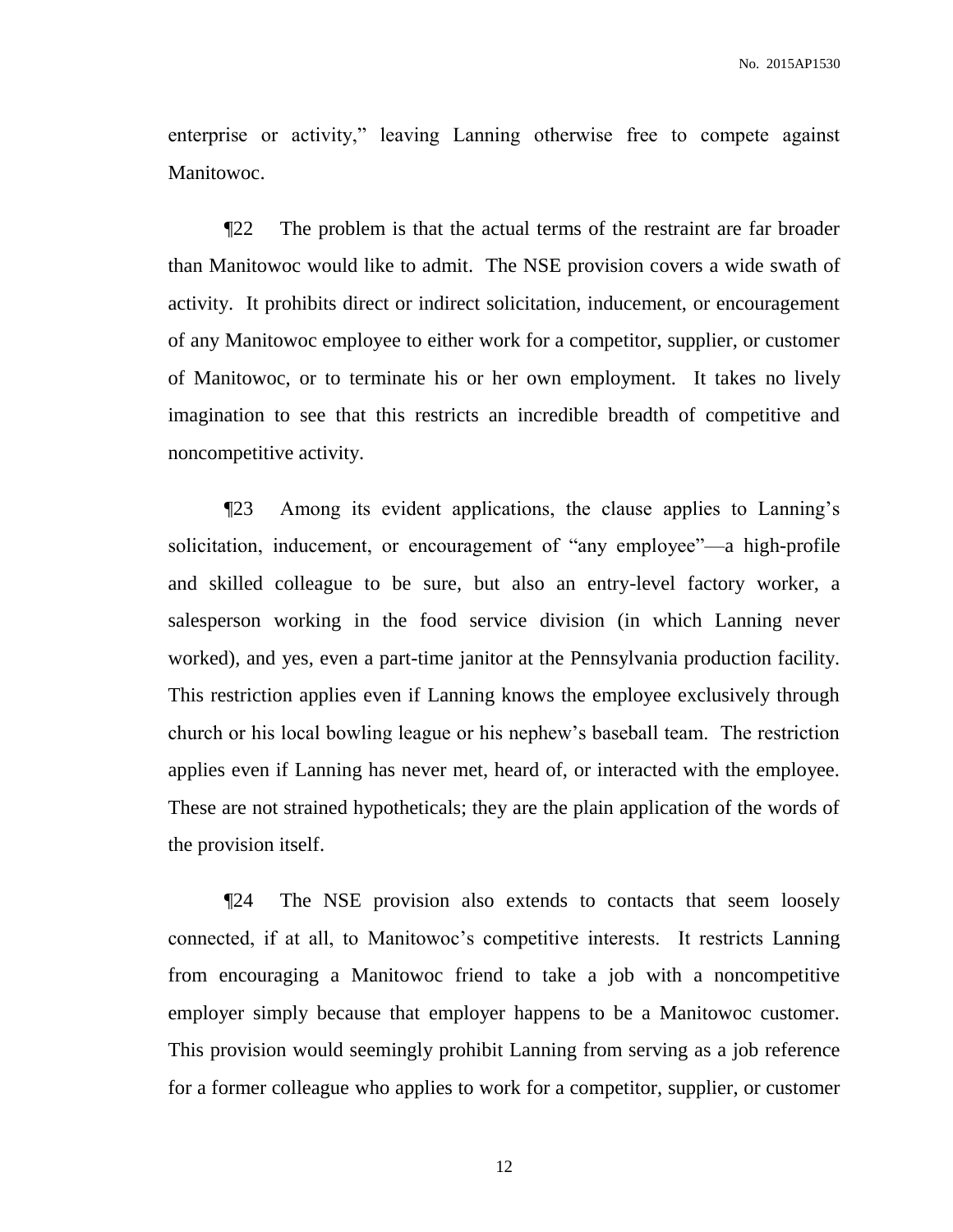enterprise or activity," leaving Lanning otherwise free to compete against Manitowoc.

¶22 The problem is that the actual terms of the restraint are far broader than Manitowoc would like to admit. The NSE provision covers a wide swath of activity. It prohibits direct or indirect solicitation, inducement, or encouragement of any Manitowoc employee to either work for a competitor, supplier, or customer of Manitowoc, or to terminate his or her own employment. It takes no lively imagination to see that this restricts an incredible breadth of competitive and noncompetitive activity.

¶23 Among its evident applications, the clause applies to Lanning's solicitation, inducement, or encouragement of "any employee"—a high-profile and skilled colleague to be sure, but also an entry-level factory worker, a salesperson working in the food service division (in which Lanning never worked), and yes, even a part-time janitor at the Pennsylvania production facility. This restriction applies even if Lanning knows the employee exclusively through church or his local bowling league or his nephew's baseball team. The restriction applies even if Lanning has never met, heard of, or interacted with the employee. These are not strained hypotheticals; they are the plain application of the words of the provision itself.

¶24 The NSE provision also extends to contacts that seem loosely connected, if at all, to Manitowoc's competitive interests. It restricts Lanning from encouraging a Manitowoc friend to take a job with a noncompetitive employer simply because that employer happens to be a Manitowoc customer. This provision would seemingly prohibit Lanning from serving as a job reference for a former colleague who applies to work for a competitor, supplier, or customer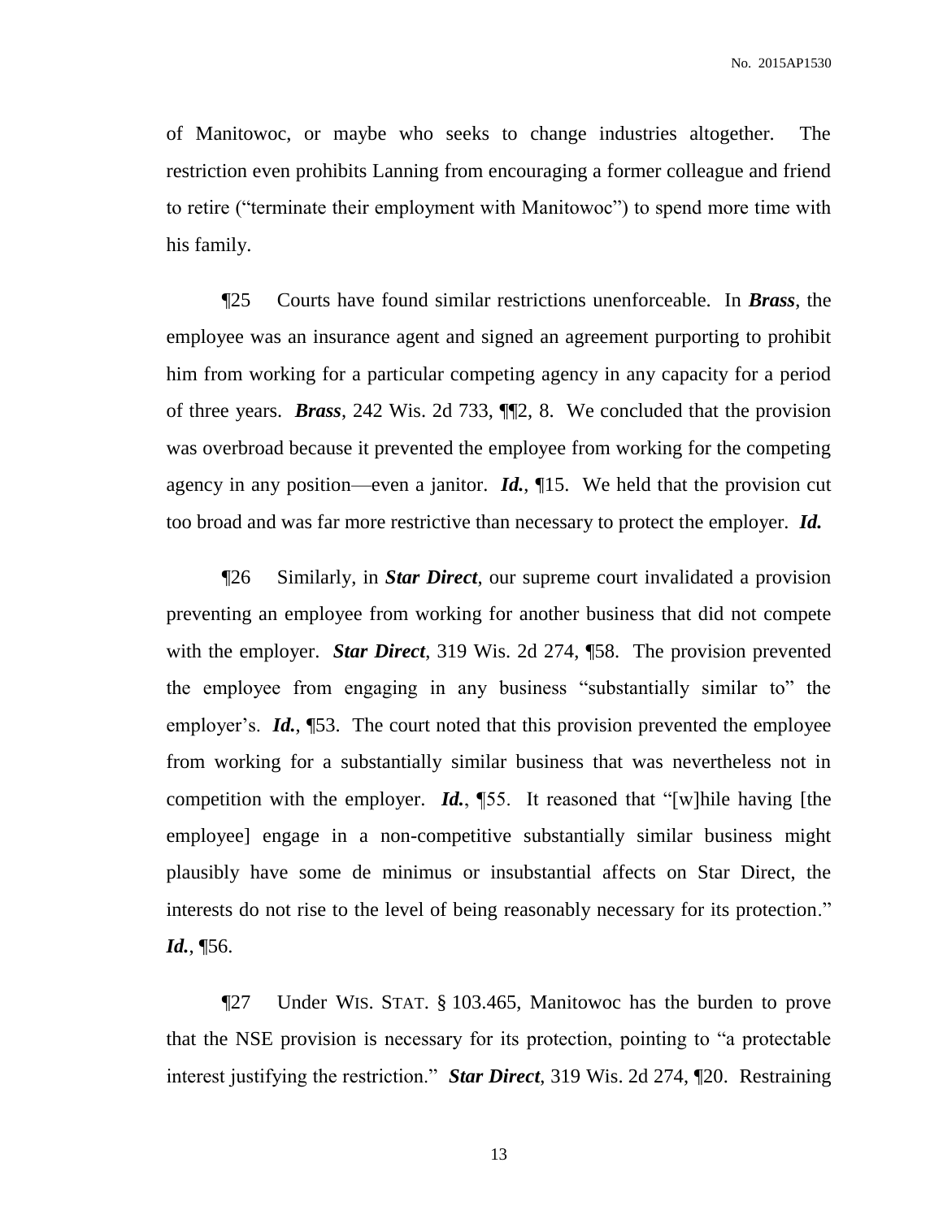of Manitowoc, or maybe who seeks to change industries altogether. The restriction even prohibits Lanning from encouraging a former colleague and friend to retire ("terminate their employment with Manitowoc") to spend more time with his family.

¶25 Courts have found similar restrictions unenforceable. In ***Brass***, the employee was an insurance agent and signed an agreement purporting to prohibit him from working for a particular competing agency in any capacity for a period of three years. ***Brass***, 242 Wis. 2d 733, ¶¶2, 8. We concluded that the provision was overbroad because it prevented the employee from working for the competing agency in any position—even a janitor. ***Id.***, ¶15. We held that the provision cut too broad and was far more restrictive than necessary to protect the employer. ***Id.***

¶26 Similarly, in ***Star Direct***, our supreme court invalidated a provision preventing an employee from working for another business that did not compete with the employer. ***Star Direct***, 319 Wis. 2d 274, ¶58. The provision prevented the employee from engaging in any business "substantially similar to" the employer's. ***Id.***, ¶53. The court noted that this provision prevented the employee from working for a substantially similar business that was nevertheless not in competition with the employer. ***Id.***, ¶55. It reasoned that "[w]hile having [the employee] engage in a non-competitive substantially similar business might plausibly have some de minimus or insubstantial affects on Star Direct, the interests do not rise to the level of being reasonably necessary for its protection." ***Id.***, ¶56.

¶27 Under WIS. STAT. § 103.465, Manitowoc has the burden to prove that the NSE provision is necessary for its protection, pointing to "a protectable interest justifying the restriction." ***Star Direct***, 319 Wis. 2d 274, ¶20. Restraining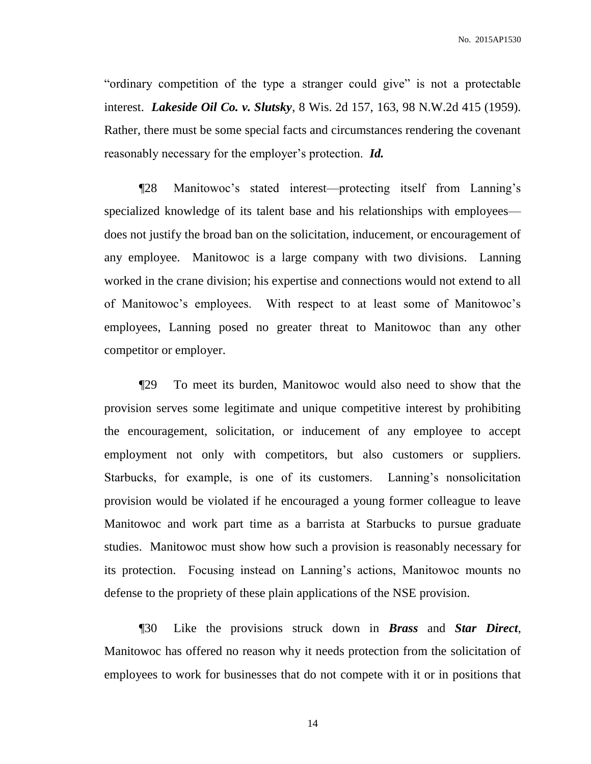"ordinary competition of the type a stranger could give" is not a protectable interest. ***Lakeside Oil Co. v. Slutsky***, 8 Wis. 2d 157, 163, 98 N.W.2d 415 (1959). Rather, there must be some special facts and circumstances rendering the covenant reasonably necessary for the employer's protection. ***Id.***

¶28 Manitowoc's stated interest—protecting itself from Lanning's specialized knowledge of its talent base and his relationships with employees—does not justify the broad ban on the solicitation, inducement, or encouragement of any employee. Manitowoc is a large company with two divisions. Lanning worked in the crane division; his expertise and connections would not extend to all of Manitowoc's employees. With respect to at least some of Manitowoc's employees, Lanning posed no greater threat to Manitowoc than any other competitor or employer.

¶29 To meet its burden, Manitowoc would also need to show that the provision serves some legitimate and unique competitive interest by prohibiting the encouragement, solicitation, or inducement of any employee to accept employment not only with competitors, but also customers or suppliers. Starbucks, for example, is one of its customers. Lanning's nonsolicitation provision would be violated if he encouraged a young former colleague to leave Manitowoc and work part time as a barrista at Starbucks to pursue graduate studies. Manitowoc must show how such a provision is reasonably necessary for its protection. Focusing instead on Lanning's actions, Manitowoc mounts no defense to the propriety of these plain applications of the NSE provision.

¶30 Like the provisions struck down in ***Brass*** and ***Star Direct***, Manitowoc has offered no reason why it needs protection from the solicitation of employees to work for businesses that do not compete with it or in positions that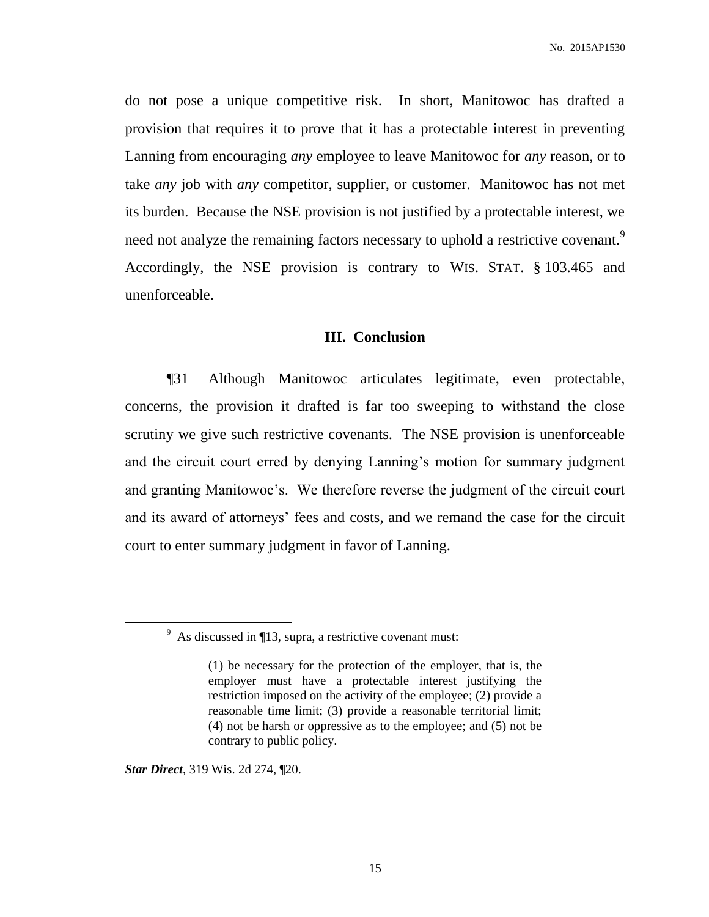do not pose a unique competitive risk. In short, Manitowoc has drafted a provision that requires it to prove that it has a protectable interest in preventing Lanning from encouraging *any* employee to leave Manitowoc for *any* reason, or to take *any* job with *any* competitor, supplier, or customer. Manitowoc has not met its burden. Because the NSE provision is not justified by a protectable interest, we need not analyze the remaining factors necessary to uphold a restrictive covenant.[9] Accordingly, the NSE provision is contrary to WIS. STAT. § 103.465 and unenforceable.

## III. Conclusion

¶31 Although Manitowoc articulates legitimate, even protectable, concerns, the provision it drafted is far too sweeping to withstand the close scrutiny we give such restrictive covenants. The NSE provision is unenforceable and the circuit court erred by denying Lanning's motion for summary judgment and granting Manitowoc's. We therefore reverse the judgment of the circuit court and its award of attorneys' fees and costs, and we remand the case for the circuit court to enter summary judgment in favor of Lanning.

---

[9] As discussed in ¶13, supra, a restrictive covenant must:

> (1) be necessary for the protection of the employer, that is, the employer must have a protectable interest justifying the restriction imposed on the activity of the employee; (2) provide a reasonable time limit; (3) provide a reasonable territorial limit; (4) not be harsh or oppressive as to the employee; and (5) not be contrary to public policy.

***Star Direct***, 319 Wis. 2d 274, ¶20.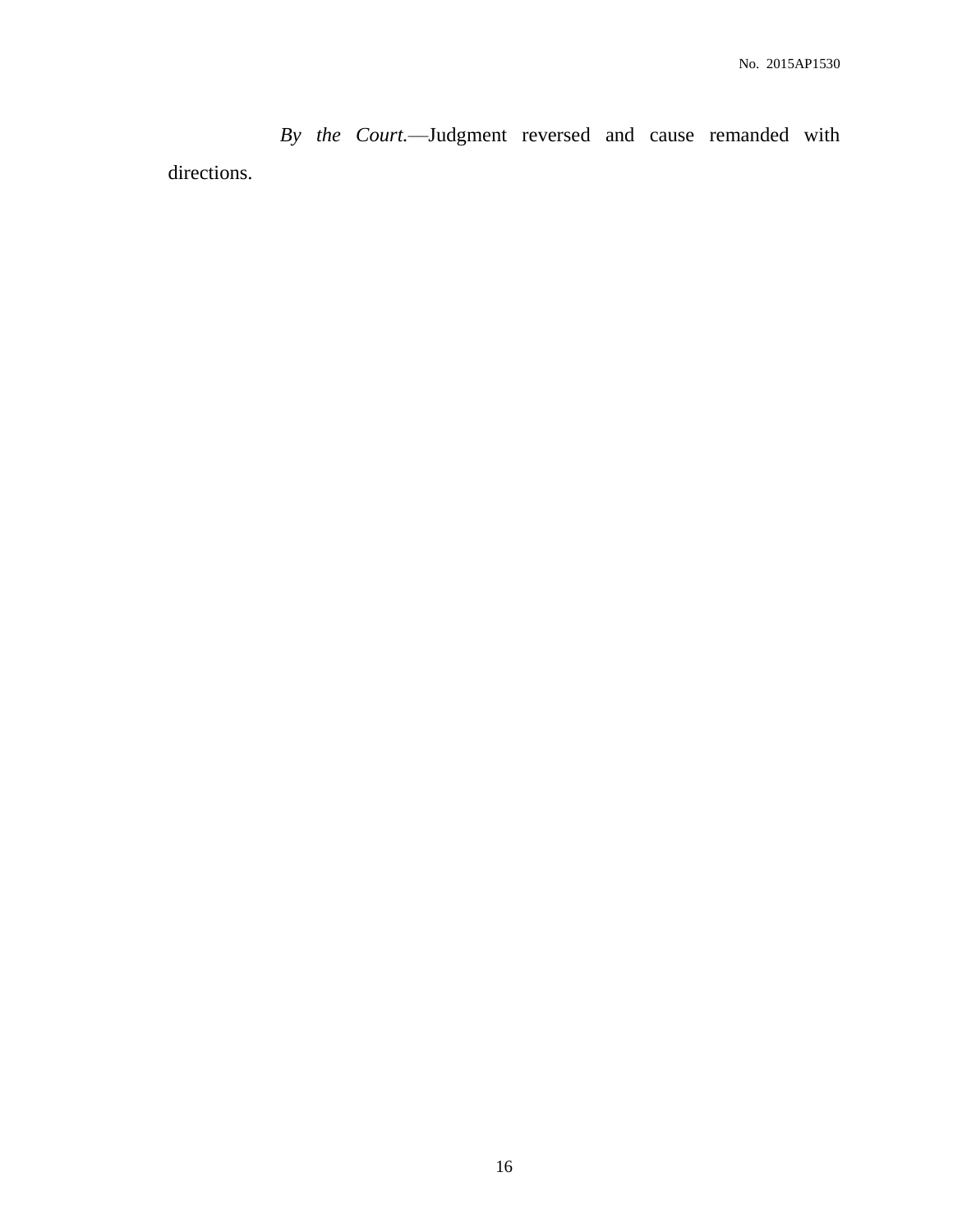*By the Court.*—Judgment reversed and cause remanded with directions.